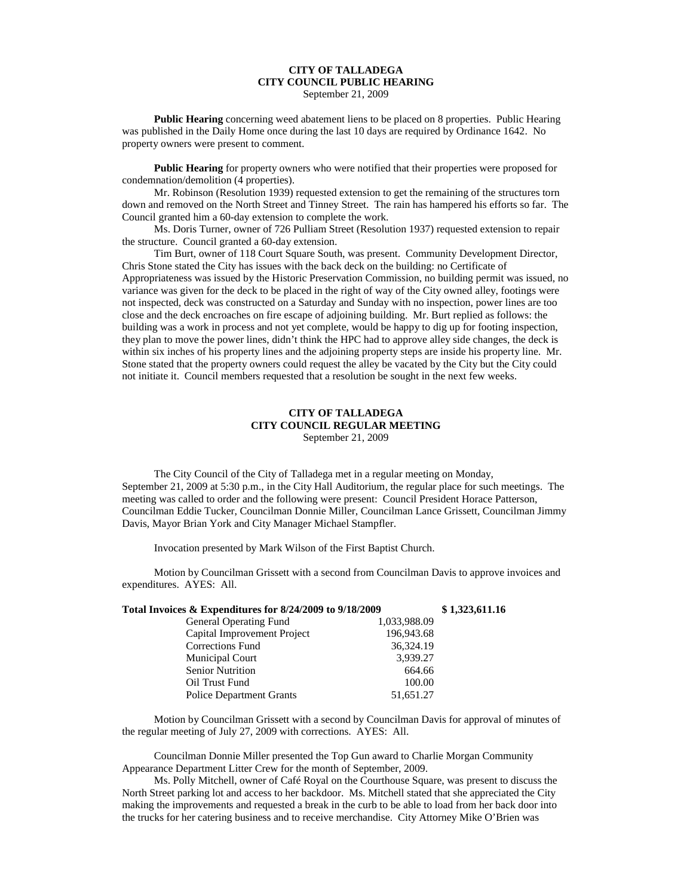# CITY OF TALLADEGA
## CITY COUNCIL PUBLIC HEARING
September 21, 2009

**Public Hearing** concerning weed abatement liens to be placed on 8 properties. Public Hearing was published in the Daily Home once during the last 10 days are required by Ordinance 1642. No property owners were present to comment.

**Public Hearing** for property owners who were notified that their properties were proposed for condemnation/demolition (4 properties).

Mr. Robinson (Resolution 1939) requested extension to get the remaining of the structures torn down and removed on the North Street and Tinney Street. The rain has hampered his efforts so far. The Council granted him a 60-day extension to complete the work.

Ms. Doris Turner, owner of 726 Pulliam Street (Resolution 1937) requested extension to repair the structure. Council granted a 60-day extension.

Tim Burt, owner of 118 Court Square South, was present. Community Development Director, Chris Stone stated the City has issues with the back deck on the building: no Certificate of Appropriateness was issued by the Historic Preservation Commission, no building permit was issued, no variance was given for the deck to be placed in the right of way of the City owned alley, footings were not inspected, deck was constructed on a Saturday and Sunday with no inspection, power lines are too close and the deck encroaches on fire escape of adjoining building. Mr. Burt replied as follows: the building was a work in process and not yet complete, would be happy to dig up for footing inspection, they plan to move the power lines, didn't think the HPC had to approve alley side changes, the deck is within six inches of his property lines and the adjoining property steps are inside his property line. Mr. Stone stated that the property owners could request the alley be vacated by the City but the City could not initiate it. Council members requested that a resolution be sought in the next few weeks.

# CITY OF TALLADEGA
## CITY COUNCIL REGULAR MEETING
September 21, 2009

The City Council of the City of Talladega met in a regular meeting on Monday, September 21, 2009 at 5:30 p.m., in the City Hall Auditorium, the regular place for such meetings. The meeting was called to order and the following were present: Council President Horace Patterson, Councilman Eddie Tucker, Councilman Donnie Miller, Councilman Lance Grissett, Councilman Jimmy Davis, Mayor Brian York and City Manager Michael Stampfler.

Invocation presented by Mark Wilson of the First Baptist Church.

Motion by Councilman Grissett with a second from Councilman Davis to approve invoices and expenditures. AYES: All.

| **Total Invoices & Expenditures for 8/24/2009 to 9/18/2009** | | **$ 1,323,611.16** |
|---|---|---|
| General Operating Fund | 1,033,988.09 | |
| Capital Improvement Project | 196,943.68 | |
| Corrections Fund | 36,324.19 | |
| Municipal Court | 3,939.27 | |
| Senior Nutrition | 664.66 | |
| Oil Trust Fund | 100.00 | |
| Police Department Grants | 51,651.27 | |

Motion by Councilman Grissett with a second by Councilman Davis for approval of minutes of the regular meeting of July 27, 2009 with corrections. AYES: All.

Councilman Donnie Miller presented the Top Gun award to Charlie Morgan Community Appearance Department Litter Crew for the month of September, 2009.

Ms. Polly Mitchell, owner of Café Royal on the Courthouse Square, was present to discuss the North Street parking lot and access to her backdoor. Ms. Mitchell stated that she appreciated the City making the improvements and requested a break in the curb to be able to load from her back door into the trucks for her catering business and to receive merchandise. City Attorney Mike O'Brien was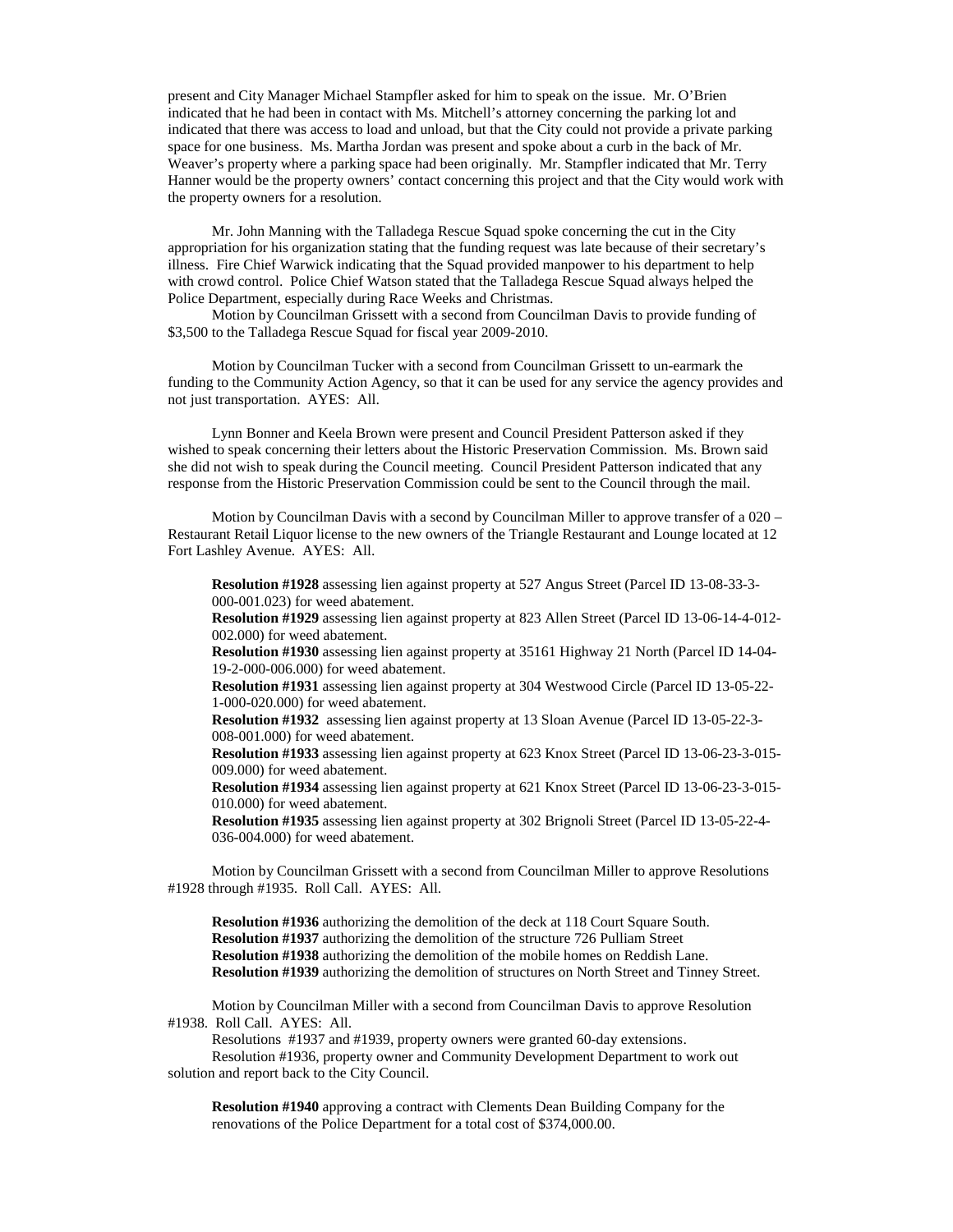present and City Manager Michael Stampfler asked for him to speak on the issue. Mr. O'Brien indicated that he had been in contact with Ms. Mitchell's attorney concerning the parking lot and indicated that there was access to load and unload, but that the City could not provide a private parking space for one business. Ms. Martha Jordan was present and spoke about a curb in the back of Mr. Weaver's property where a parking space had been originally. Mr. Stampfler indicated that Mr. Terry Hanner would be the property owners' contact concerning this project and that the City would work with the property owners for a resolution.

Mr. John Manning with the Talladega Rescue Squad spoke concerning the cut in the City appropriation for his organization stating that the funding request was late because of their secretary's illness. Fire Chief Warwick indicating that the Squad provided manpower to his department to help with crowd control. Police Chief Watson stated that the Talladega Rescue Squad always helped the Police Department, especially during Race Weeks and Christmas.

Motion by Councilman Grissett with a second from Councilman Davis to provide funding of $3,500 to the Talladega Rescue Squad for fiscal year 2009-2010.

Motion by Councilman Tucker with a second from Councilman Grissett to un-earmark the funding to the Community Action Agency, so that it can be used for any service the agency provides and not just transportation. AYES: All.

Lynn Bonner and Keela Brown were present and Council President Patterson asked if they wished to speak concerning their letters about the Historic Preservation Commission. Ms. Brown said she did not wish to speak during the Council meeting. Council President Patterson indicated that any response from the Historic Preservation Commission could be sent to the Council through the mail.

Motion by Councilman Davis with a second by Councilman Miller to approve transfer of a 020 – Restaurant Retail Liquor license to the new owners of the Triangle Restaurant and Lounge located at 12 Fort Lashley Avenue. AYES: All.

**Resolution #1928** assessing lien against property at 527 Angus Street (Parcel ID 13-08-33-3-000-001.023) for weed abatement.
**Resolution #1929** assessing lien against property at 823 Allen Street (Parcel ID 13-06-14-4-012-002.000) for weed abatement.
**Resolution #1930** assessing lien against property at 35161 Highway 21 North (Parcel ID 14-04-19-2-000-006.000) for weed abatement.
**Resolution #1931** assessing lien against property at 304 Westwood Circle (Parcel ID 13-05-22-1-000-020.000) for weed abatement.
**Resolution #1932** assessing lien against property at 13 Sloan Avenue (Parcel ID 13-05-22-3-008-001.000) for weed abatement.
**Resolution #1933** assessing lien against property at 623 Knox Street (Parcel ID 13-06-23-3-015-009.000) for weed abatement.
**Resolution #1934** assessing lien against property at 621 Knox Street (Parcel ID 13-06-23-3-015-010.000) for weed abatement.
**Resolution #1935** assessing lien against property at 302 Brignoli Street (Parcel ID 13-05-22-4-036-004.000) for weed abatement.

Motion by Councilman Grissett with a second from Councilman Miller to approve Resolutions #1928 through #1935. Roll Call. AYES: All.

**Resolution #1936** authorizing the demolition of the deck at 118 Court Square South.
**Resolution #1937** authorizing the demolition of the structure 726 Pulliam Street
**Resolution #1938** authorizing the demolition of the mobile homes on Reddish Lane.
**Resolution #1939** authorizing the demolition of structures on North Street and Tinney Street.

Motion by Councilman Miller with a second from Councilman Davis to approve Resolution #1938. Roll Call. AYES: All.

Resolutions #1937 and #1939, property owners were granted 60-day extensions.

Resolution #1936, property owner and Community Development Department to work out solution and report back to the City Council.

**Resolution #1940** approving a contract with Clements Dean Building Company for the renovations of the Police Department for a total cost of $374,000.00.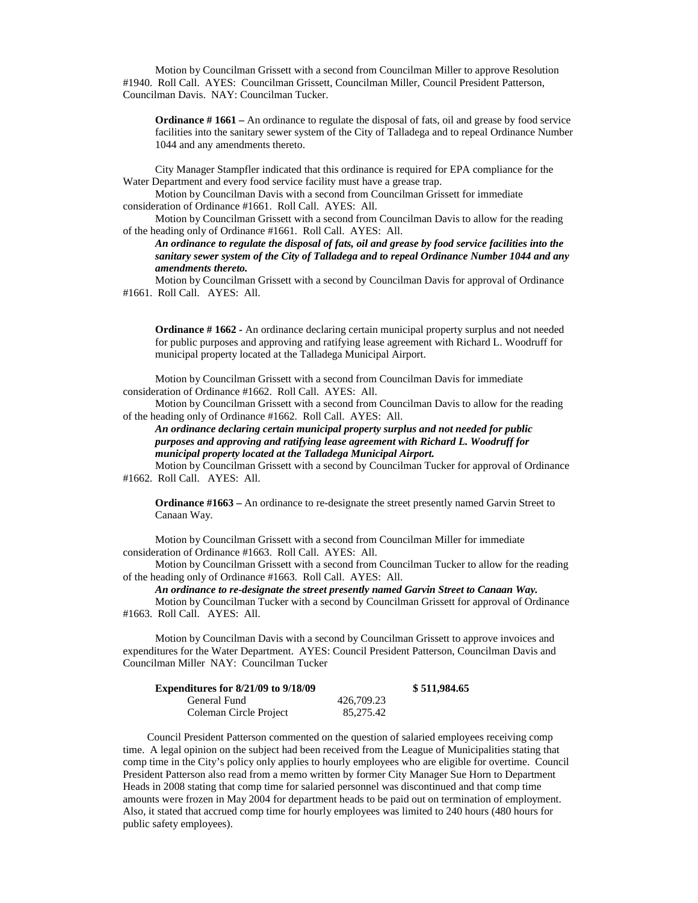Motion by Councilman Grissett with a second from Councilman Miller to approve Resolution #1940. Roll Call. AYES: Councilman Grissett, Councilman Miller, Council President Patterson, Councilman Davis. NAY: Councilman Tucker.

**Ordinance # 1661 –** An ordinance to regulate the disposal of fats, oil and grease by food service facilities into the sanitary sewer system of the City of Talladega and to repeal Ordinance Number 1044 and any amendments thereto.

City Manager Stampfler indicated that this ordinance is required for EPA compliance for the Water Department and every food service facility must have a grease trap.

Motion by Councilman Davis with a second from Councilman Grissett for immediate consideration of Ordinance #1661. Roll Call. AYES: All.

Motion by Councilman Grissett with a second from Councilman Davis to allow for the reading of the heading only of Ordinance #1661. Roll Call. AYES: All.

***An ordinance to regulate the disposal of fats, oil and grease by food service facilities into the sanitary sewer system of the City of Talladega and to repeal Ordinance Number 1044 and any amendments thereto.***

Motion by Councilman Grissett with a second by Councilman Davis for approval of Ordinance #1661. Roll Call. AYES: All.

**Ordinance # 1662 -** An ordinance declaring certain municipal property surplus and not needed for public purposes and approving and ratifying lease agreement with Richard L. Woodruff for municipal property located at the Talladega Municipal Airport.

Motion by Councilman Grissett with a second from Councilman Davis for immediate consideration of Ordinance #1662. Roll Call. AYES: All.

Motion by Councilman Grissett with a second from Councilman Davis to allow for the reading of the heading only of Ordinance #1662. Roll Call. AYES: All.

***An ordinance declaring certain municipal property surplus and not needed for public purposes and approving and ratifying lease agreement with Richard L. Woodruff for municipal property located at the Talladega Municipal Airport.***

Motion by Councilman Grissett with a second by Councilman Tucker for approval of Ordinance #1662. Roll Call. AYES: All.

**Ordinance #1663 –** An ordinance to re-designate the street presently named Garvin Street to Canaan Way.

Motion by Councilman Grissett with a second from Councilman Miller for immediate consideration of Ordinance #1663. Roll Call. AYES: All.

Motion by Councilman Grissett with a second from Councilman Tucker to allow for the reading of the heading only of Ordinance #1663. Roll Call. AYES: All.

***An ordinance to re-designate the street presently named Garvin Street to Canaan Way.***

Motion by Councilman Tucker with a second by Councilman Grissett for approval of Ordinance #1663. Roll Call. AYES: All.

Motion by Councilman Davis with a second by Councilman Grissett to approve invoices and expenditures for the Water Department. AYES: Council President Patterson, Councilman Davis and Councilman Miller NAY: Councilman Tucker

| **Expenditures for 8/21/09 to 9/18/09** | | **$ 511,984.65** |
|---|---|---|
| General Fund | 426,709.23 | |
| Coleman Circle Project | 85,275.42 | |

Council President Patterson commented on the question of salaried employees receiving comp time. A legal opinion on the subject had been received from the League of Municipalities stating that comp time in the City's policy only applies to hourly employees who are eligible for overtime. Council President Patterson also read from a memo written by former City Manager Sue Horn to Department Heads in 2008 stating that comp time for salaried personnel was discontinued and that comp time amounts were frozen in May 2004 for department heads to be paid out on termination of employment. Also, it stated that accrued comp time for hourly employees was limited to 240 hours (480 hours for public safety employees).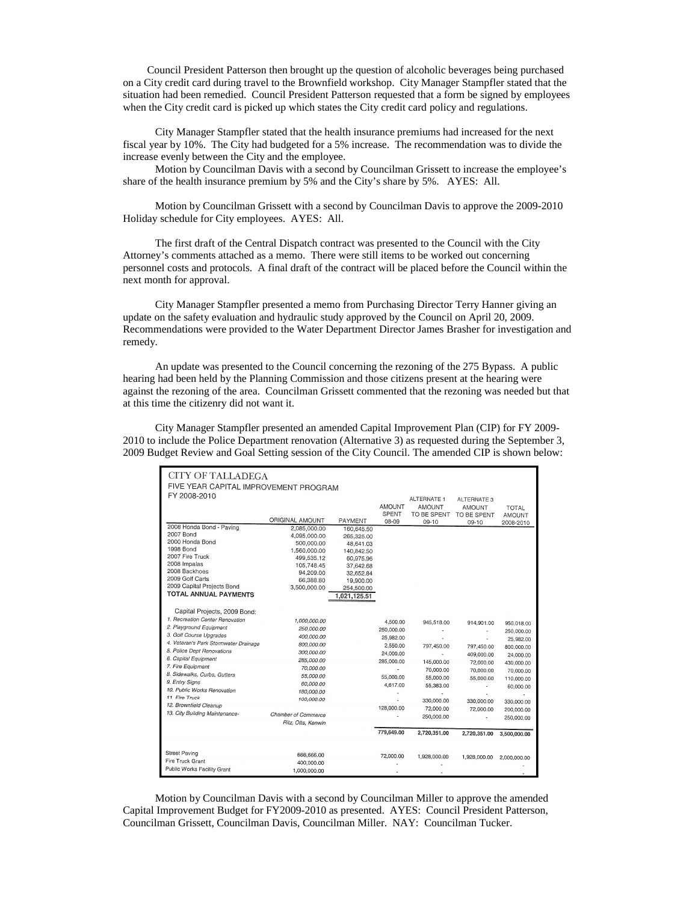Council President Patterson then brought up the question of alcoholic beverages being purchased on a City credit card during travel to the Brownfield workshop. City Manager Stampfler stated that the situation had been remedied. Council President Patterson requested that a form be signed by employees when the City credit card is picked up which states the City credit card policy and regulations.

City Manager Stampfler stated that the health insurance premiums had increased for the next fiscal year by 10%. The City had budgeted for a 5% increase. The recommendation was to divide the increase evenly between the City and the employee.

Motion by Councilman Davis with a second by Councilman Grissett to increase the employee's share of the health insurance premium by 5% and the City's share by 5%. AYES: All.

Motion by Councilman Grissett with a second by Councilman Davis to approve the 2009-2010 Holiday schedule for City employees. AYES: All.

The first draft of the Central Dispatch contract was presented to the Council with the City Attorney's comments attached as a memo. There were still items to be worked out concerning personnel costs and protocols. A final draft of the contract will be placed before the Council within the next month for approval.

City Manager Stampfler presented a memo from Purchasing Director Terry Hanner giving an update on the safety evaluation and hydraulic study approved by the Council on April 20, 2009. Recommendations were provided to the Water Department Director James Brasher for investigation and remedy.

An update was presented to the Council concerning the rezoning of the 275 Bypass. A public hearing had been held by the Planning Commission and those citizens present at the hearing were against the rezoning of the area. Councilman Grissett commented that the rezoning was needed but that at this time the citizenry did not want it.

City Manager Stampfler presented an amended Capital Improvement Plan (CIP) for FY 2009-2010 to include the Police Department renovation (Alternative 3) as requested during the September 3, 2009 Budget Review and Goal Setting session of the City Council. The amended CIP is shown below:

CITY OF TALLADEGA
FIVE YEAR CAPITAL IMPROVEMENT PROGRAM
FY 2008-2010

| | ORIGINAL AMOUNT | PAYMENT | AMOUNT SPENT 08-09 | ALTERNATE 1 AMOUNT TO BE SPENT 09-10 | ALTERNATE 3 AMOUNT TO BE SPENT 09-10 | TOTAL AMOUNT 2008-2010 |
|---|---|---|---|---|---|---|
| 2008 Honda Bond - Paving | 2,085,000.00 | 160,645.50 | | | | |
| 2007 Bond | 4,095,000.00 | 265,325.00 | | | | |
| 2000 Honda Bond | 500,000.00 | 48,641.03 | | | | |
| 1998 Bond | 1,560,000.00 | 140,842.50 | | | | |
| 2007 Fire Truck | 499,535.12 | 60,975.96 | | | | |
| 2008 Impalas | 105,748.45 | 37,642.68 | | | | |
| 2008 Backhoes | 94,209.00 | 32,652.84 | | | | |
| 2009 Golf Carts | 66,388.80 | 19,900.00 | | | | |
| 2009 Capital Projects Bond | 3,500,000.00 | 254,500.00 | | | | |
| **TOTAL ANNUAL PAYMENTS** | | 1,021,125.51 | | | | |
| Capital Projects, 2009 Bond: | | | | | | |
| *1. Recreation Center Renovation* | *1,000,000.00* | | 4,500.00 | 945,518.00 | 914,901.00 | 950,018.00 |
| *2. Playground Equipment* | *250,000.00* | | 250,000.00 | - | - | 250,000.00 |
| *3. Golf Course Upgrades* | *400,000.00* | | 25,982.00 | - | - | 25,982.00 |
| *4. Veteran's Park Stormwater Drainage* | *800,000.00* | | 2,550.00 | 797,450.00 | 797,450.00 | 800,000.00 |
| *5. Police Dept Renovations* | *300,000.00* | | 24,000.00 | - | 409,000.00 | 24,000.00 |
| *6. Capital Equipment* | *285,000.00* | | 285,000.00 | 145,000.00 | 72,000.00 | 430,000.00 |
| *7. Fire Equipment* | *70,000.00* | | - | 70,000.00 | 70,000.00 | 70,000.00 |
| *8. Sidewalks, Curbs, Gutters* | *55,000.00* | | 55,000.00 | 55,000.00 | 55,000.00 | 110,000.00 |
| *9. Entry Signs* | *60,000.00* | | 4,617.00 | 55,383.00 | - | 60,000.00 |
| *10. Public Works Renovation* | *180,000.00* | | - | - | - | - |
| *11 Fire Truck* | *100,000.00* | | - | 330,000.00 | 330,000.00 | 330,000.00 |
| *12. Brownfield Cleanup* | | | 128,000.00 | 72,000.00 | 72,000.00 | 200,000.00 |
| *13. City Building Maintenance-* | *Chamber of Commerce Ritz, Otts, Kenwin* | | - | 250,000.00 | - | 250,000.00 |
| | | | 779,649.00 | 2,720,351.00 | 2,720,351.00 | 3,500,000.00 |
| Street Paving | 666,666.00 | | 72,000.00 | 1,928,000.00 | 1,928,000.00 | 2,000,000.00 |
| Fire Truck Grant | 400,000.00 | | - | - | | - |
| Public Works Facility Grant | 1,000,000.00 | | - | - | | - |

Motion by Councilman Davis with a second by Councilman Miller to approve the amended Capital Improvement Budget for FY2009-2010 as presented. AYES: Council President Patterson, Councilman Grissett, Councilman Davis, Councilman Miller. NAY: Councilman Tucker.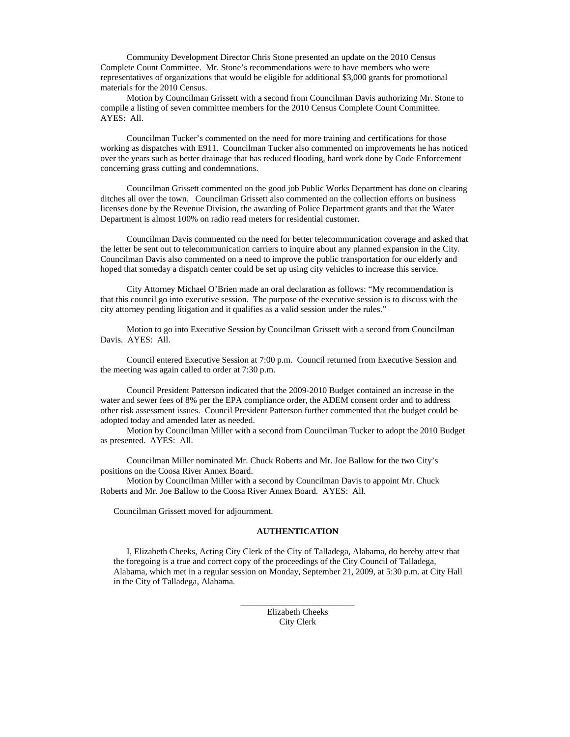Community Development Director Chris Stone presented an update on the 2010 Census Complete Count Committee. Mr. Stone's recommendations were to have members who were representatives of organizations that would be eligible for additional $3,000 grants for promotional materials for the 2010 Census.

Motion by Councilman Grissett with a second from Councilman Davis authorizing Mr. Stone to compile a listing of seven committee members for the 2010 Census Complete Count Committee. AYES: All.

Councilman Tucker's commented on the need for more training and certifications for those working as dispatches with E911. Councilman Tucker also commented on improvements he has noticed over the years such as better drainage that has reduced flooding, hard work done by Code Enforcement concerning grass cutting and condemnations.

Councilman Grissett commented on the good job Public Works Department has done on clearing ditches all over the town. Councilman Grissett also commented on the collection efforts on business licenses done by the Revenue Division, the awarding of Police Department grants and that the Water Department is almost 100% on radio read meters for residential customer.

Councilman Davis commented on the need for better telecommunication coverage and asked that the letter be sent out to telecommunication carriers to inquire about any planned expansion in the City. Councilman Davis also commented on a need to improve the public transportation for our elderly and hoped that someday a dispatch center could be set up using city vehicles to increase this service.

City Attorney Michael O'Brien made an oral declaration as follows: "My recommendation is that this council go into executive session. The purpose of the executive session is to discuss with the city attorney pending litigation and it qualifies as a valid session under the rules."

Motion to go into Executive Session by Councilman Grissett with a second from Councilman Davis. AYES: All.

Council entered Executive Session at 7:00 p.m. Council returned from Executive Session and the meeting was again called to order at 7:30 p.m.

Council President Patterson indicated that the 2009-2010 Budget contained an increase in the water and sewer fees of 8% per the EPA compliance order, the ADEM consent order and to address other risk assessment issues. Council President Patterson further commented that the budget could be adopted today and amended later as needed.

Motion by Councilman Miller with a second from Councilman Tucker to adopt the 2010 Budget as presented. AYES: All.

Councilman Miller nominated Mr. Chuck Roberts and Mr. Joe Ballow for the two City's positions on the Coosa River Annex Board.

Motion by Councilman Miller with a second by Councilman Davis to appoint Mr. Chuck Roberts and Mr. Joe Ballow to the Coosa River Annex Board. AYES: All.

Councilman Grissett moved for adjournment.

**AUTHENTICATION**

I, Elizabeth Cheeks, Acting City Clerk of the City of Talladega, Alabama, do hereby attest that the foregoing is a true and correct copy of the proceedings of the City Council of Talladega, Alabama, which met in a regular session on Monday, September 21, 2009, at 5:30 p.m. at City Hall in the City of Talladega, Alabama.

\_\_\_\_\_\_\_\_\_\_\_\_\_\_\_\_\_\_\_\_\_\_\_\_\_\_

Elizabeth Cheeks
City Clerk